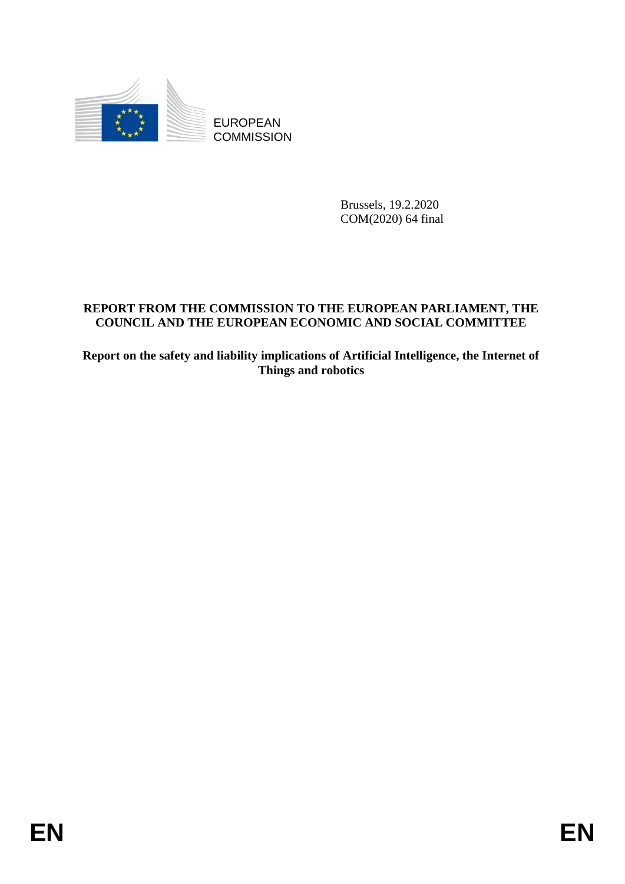EUROPEAN
COMMISSION

Brussels, 19.2.2020
COM(2020) 64 final

**REPORT FROM THE COMMISSION TO THE EUROPEAN PARLIAMENT, THE COUNCIL AND THE EUROPEAN ECONOMIC AND SOCIAL COMMITTEE**

**Report on the safety and liability implications of Artificial Intelligence, the Internet of Things and robotics**

EN EN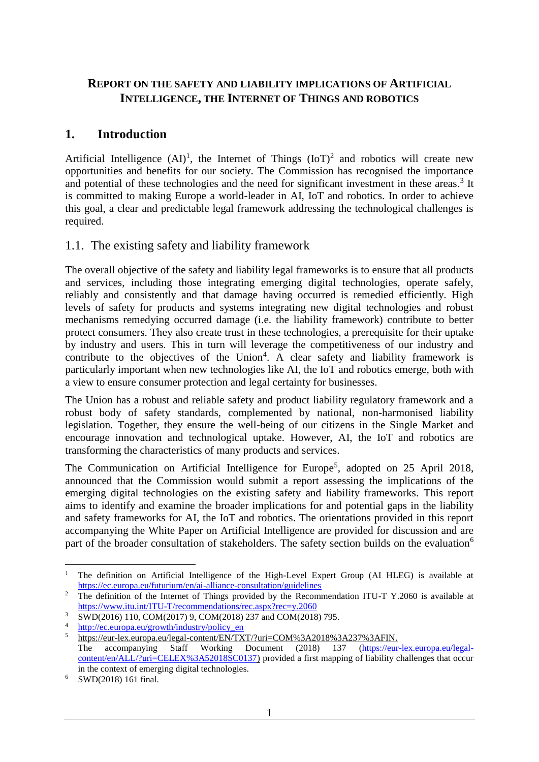# REPORT ON THE SAFETY AND LIABILITY IMPLICATIONS OF ARTIFICIAL INTELLIGENCE, THE INTERNET OF THINGS AND ROBOTICS

## 1. Introduction

Artificial Intelligence (AI)[1], the Internet of Things (IoT)[2] and robotics will create new opportunities and benefits for our society. The Commission has recognised the importance and potential of these technologies and the need for significant investment in these areas.[3] It is committed to making Europe a world-leader in AI, IoT and robotics. In order to achieve this goal, a clear and predictable legal framework addressing the technological challenges is required.

### 1.1. The existing safety and liability framework

The overall objective of the safety and liability legal frameworks is to ensure that all products and services, including those integrating emerging digital technologies, operate safely, reliably and consistently and that damage having occurred is remedied efficiently. High levels of safety for products and systems integrating new digital technologies and robust mechanisms remedying occurred damage (i.e. the liability framework) contribute to better protect consumers. They also create trust in these technologies, a prerequisite for their uptake by industry and users. This in turn will leverage the competitiveness of our industry and contribute to the objectives of the Union[4]. A clear safety and liability framework is particularly important when new technologies like AI, the IoT and robotics emerge, both with a view to ensure consumer protection and legal certainty for businesses.

The Union has a robust and reliable safety and product liability regulatory framework and a robust body of safety standards, complemented by national, non-harmonised liability legislation. Together, they ensure the well-being of our citizens in the Single Market and encourage innovation and technological uptake. However, AI, the IoT and robotics are transforming the characteristics of many products and services.

The Communication on Artificial Intelligence for Europe[5], adopted on 25 April 2018, announced that the Commission would submit a report assessing the implications of the emerging digital technologies on the existing safety and liability frameworks. This report aims to identify and examine the broader implications for and potential gaps in the liability and safety frameworks for AI, the IoT and robotics. The orientations provided in this report accompanying the White Paper on Artificial Intelligence are provided for discussion and are part of the broader consultation of stakeholders. The safety section builds on the evaluation[6]

---

[1] The definition on Artificial Intelligence of the High-Level Expert Group (AI HLEG) is available at https://ec.europa.eu/futurium/en/ai-alliance-consultation/guidelines

[2] The definition of the Internet of Things provided by the Recommendation ITU-T Y.2060 is available at https://www.itu.int/ITU-T/recommendations/rec.aspx?rec=y.2060

[3] SWD(2016) 110, COM(2017) 9, COM(2018) 237 and COM(2018) 795.

[4] http://ec.europa.eu/growth/industry/policy_en

[5] https://eur-lex.europa.eu/legal-content/EN/TXT/?uri=COM%3A2018%3A237%3AFIN.
The accompanying Staff Working Document (2018) 137 (https://eur-lex.europa.eu/legal-content/en/ALL/?uri=CELEX%3A52018SC0137) provided a first mapping of liability challenges that occur in the context of emerging digital technologies.

[6] SWD(2018) 161 final.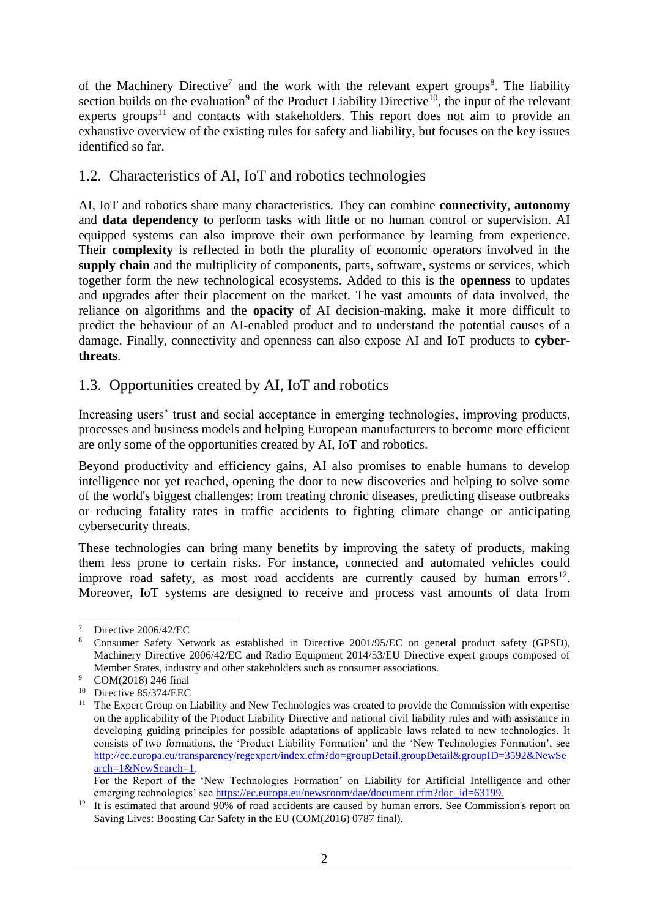of the Machinery Directive[7] and the work with the relevant expert groups[8]. The liability section builds on the evaluation[9] of the Product Liability Directive[10], the input of the relevant experts groups[11] and contacts with stakeholders. This report does not aim to provide an exhaustive overview of the existing rules for safety and liability, but focuses on the key issues identified so far.

## 1.2. Characteristics of AI, IoT and robotics technologies

AI, IoT and robotics share many characteristics. They can combine **connectivity**, **autonomy** and **data dependency** to perform tasks with little or no human control or supervision. AI equipped systems can also improve their own performance by learning from experience. Their **complexity** is reflected in both the plurality of economic operators involved in the **supply chain** and the multiplicity of components, parts, software, systems or services, which together form the new technological ecosystems. Added to this is the **openness** to updates and upgrades after their placement on the market. The vast amounts of data involved, the reliance on algorithms and the **opacity** of AI decision-making, make it more difficult to predict the behaviour of an AI-enabled product and to understand the potential causes of a damage. Finally, connectivity and openness can also expose AI and IoT products to **cyber-threats**.

## 1.3. Opportunities created by AI, IoT and robotics

Increasing users' trust and social acceptance in emerging technologies, improving products, processes and business models and helping European manufacturers to become more efficient are only some of the opportunities created by AI, IoT and robotics.

Beyond productivity and efficiency gains, AI also promises to enable humans to develop intelligence not yet reached, opening the door to new discoveries and helping to solve some of the world's biggest challenges: from treating chronic diseases, predicting disease outbreaks or reducing fatality rates in traffic accidents to fighting climate change or anticipating cybersecurity threats.

These technologies can bring many benefits by improving the safety of products, making them less prone to certain risks. For instance, connected and automated vehicles could improve road safety, as most road accidents are currently caused by human errors[12]. Moreover, IoT systems are designed to receive and process vast amounts of data from

---

[7] Directive 2006/42/EC

[8] Consumer Safety Network as established in Directive 2001/95/EC on general product safety (GPSD), Machinery Directive 2006/42/EC and Radio Equipment 2014/53/EU Directive expert groups composed of Member States, industry and other stakeholders such as consumer associations.

[9] COM(2018) 246 final

[10] Directive 85/374/EEC

[11] The Expert Group on Liability and New Technologies was created to provide the Commission with expertise on the applicability of the Product Liability Directive and national civil liability rules and with assistance in developing guiding principles for possible adaptations of applicable laws related to new technologies. It consists of two formations, the 'Product Liability Formation' and the 'New Technologies Formation', see http://ec.europa.eu/transparency/regexpert/index.cfm?do=groupDetail.groupDetail&groupID=3592&NewSearch=1&NewSearch=1.
For the Report of the 'New Technologies Formation' on Liability for Artificial Intelligence and other emerging technologies' see https://ec.europa.eu/newsroom/dae/document.cfm?doc_id=63199.

[12] It is estimated that around 90% of road accidents are caused by human errors. See Commission's report on Saving Lives: Boosting Car Safety in the EU (COM(2016) 0787 final).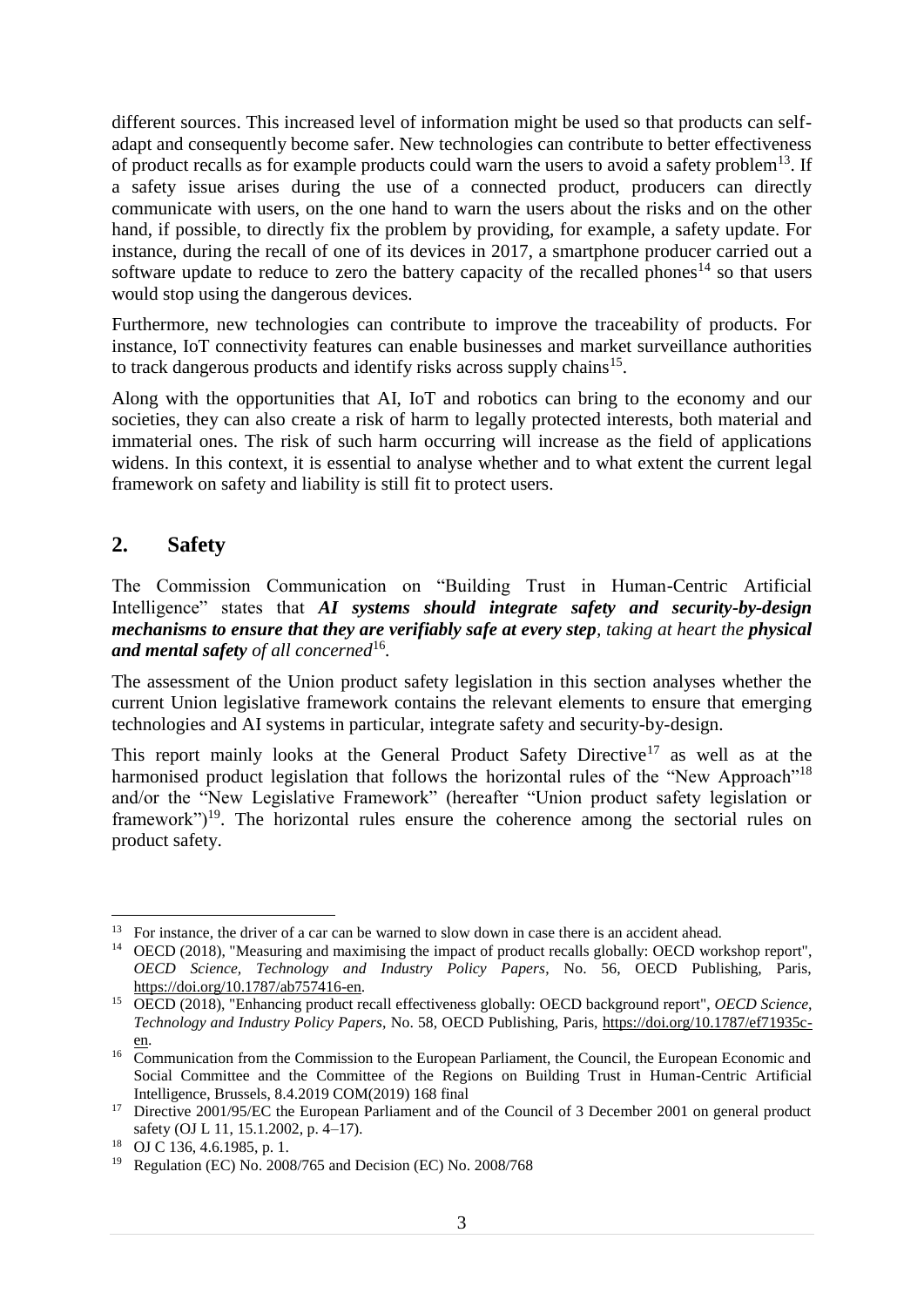different sources. This increased level of information might be used so that products can self-adapt and consequently become safer. New technologies can contribute to better effectiveness of product recalls as for example products could warn the users to avoid a safety problem[13]. If a safety issue arises during the use of a connected product, producers can directly communicate with users, on the one hand to warn the users about the risks and on the other hand, if possible, to directly fix the problem by providing, for example, a safety update. For instance, during the recall of one of its devices in 2017, a smartphone producer carried out a software update to reduce to zero the battery capacity of the recalled phones[14] so that users would stop using the dangerous devices.

Furthermore, new technologies can contribute to improve the traceability of products. For instance, IoT connectivity features can enable businesses and market surveillance authorities to track dangerous products and identify risks across supply chains[15].

Along with the opportunities that AI, IoT and robotics can bring to the economy and our societies, they can also create a risk of harm to legally protected interests, both material and immaterial ones. The risk of such harm occurring will increase as the field of applications widens. In this context, it is essential to analyse whether and to what extent the current legal framework on safety and liability is still fit to protect users.

## 2. Safety

The Commission Communication on "Building Trust in Human-Centric Artificial Intelligence" states that ***AI systems should integrate safety and security-by-design mechanisms to ensure that they are verifiably safe at every step****, taking at heart the* ***physical and mental safety*** *of all concerned*[16].

The assessment of the Union product safety legislation in this section analyses whether the current Union legislative framework contains the relevant elements to ensure that emerging technologies and AI systems in particular, integrate safety and security-by-design.

This report mainly looks at the General Product Safety Directive[17] as well as at the harmonised product legislation that follows the horizontal rules of the "New Approach"[18] and/or the "New Legislative Framework" (hereafter "Union product safety legislation or framework")[19]. The horizontal rules ensure the coherence among the sectorial rules on product safety.

---

[13] For instance, the driver of a car can be warned to slow down in case there is an accident ahead.

[14] OECD (2018), "Measuring and maximising the impact of product recalls globally: OECD workshop report", *OECD Science, Technology and Industry Policy Papers*, No. 56, OECD Publishing, Paris, https://doi.org/10.1787/ab757416-en.

[15] OECD (2018), "Enhancing product recall effectiveness globally: OECD background report", *OECD Science, Technology and Industry Policy Papers*, No. 58, OECD Publishing, Paris, https://doi.org/10.1787/ef71935c-en.

[16] Communication from the Commission to the European Parliament, the Council, the European Economic and Social Committee and the Committee of the Regions on Building Trust in Human-Centric Artificial Intelligence, Brussels, 8.4.2019 COM(2019) 168 final

[17] Directive 2001/95/EC the European Parliament and of the Council of 3 December 2001 on general product safety (OJ L 11, 15.1.2002, p. 4–17).

[18] OJ C 136, 4.6.1985, p. 1.

[19] Regulation (EC) No. 2008/765 and Decision (EC) No. 2008/768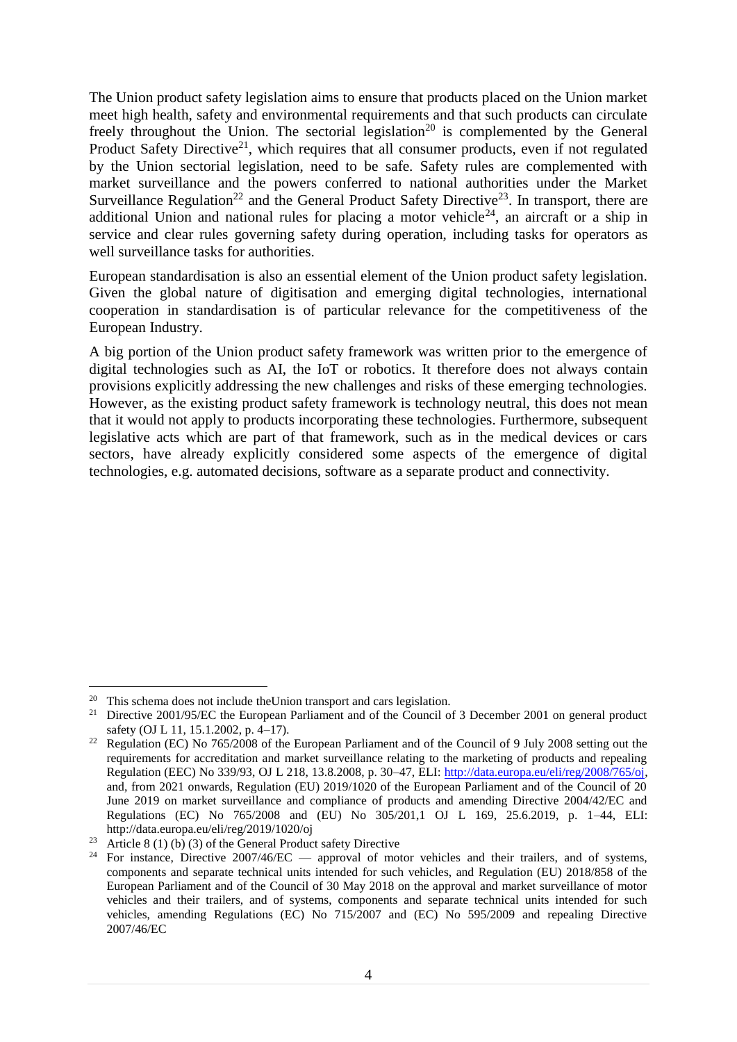The Union product safety legislation aims to ensure that products placed on the Union market meet high health, safety and environmental requirements and that such products can circulate freely throughout the Union. The sectorial legislation[20] is complemented by the General Product Safety Directive[21], which requires that all consumer products, even if not regulated by the Union sectorial legislation, need to be safe. Safety rules are complemented with market surveillance and the powers conferred to national authorities under the Market Surveillance Regulation[22] and the General Product Safety Directive[23]. In transport, there are additional Union and national rules for placing a motor vehicle[24], an aircraft or a ship in service and clear rules governing safety during operation, including tasks for operators as well surveillance tasks for authorities.

European standardisation is also an essential element of the Union product safety legislation. Given the global nature of digitisation and emerging digital technologies, international cooperation in standardisation is of particular relevance for the competitiveness of the European Industry.

A big portion of the Union product safety framework was written prior to the emergence of digital technologies such as AI, the IoT or robotics. It therefore does not always contain provisions explicitly addressing the new challenges and risks of these emerging technologies. However, as the existing product safety framework is technology neutral, this does not mean that it would not apply to products incorporating these technologies. Furthermore, subsequent legislative acts which are part of that framework, such as in the medical devices or cars sectors, have already explicitly considered some aspects of the emergence of digital technologies, e.g. automated decisions, software as a separate product and connectivity.

---

[20] This schema does not include theUnion transport and cars legislation.

[21] Directive 2001/95/EC the European Parliament and of the Council of 3 December 2001 on general product safety (OJ L 11, 15.1.2002, p. 4–17).

[22] Regulation (EC) No 765/2008 of the European Parliament and of the Council of 9 July 2008 setting out the requirements for accreditation and market surveillance relating to the marketing of products and repealing Regulation (EEC) No 339/93, OJ L 218, 13.8.2008, p. 30–47, ELI: http://data.europa.eu/eli/reg/2008/765/oj, and, from 2021 onwards, Regulation (EU) 2019/1020 of the European Parliament and of the Council of 20 June 2019 on market surveillance and compliance of products and amending Directive 2004/42/EC and Regulations (EC) No 765/2008 and (EU) No 305/201,1 OJ L 169, 25.6.2019, p. 1–44, ELI: http://data.europa.eu/eli/reg/2019/1020/oj

[23] Article 8 (1) (b) (3) of the General Product safety Directive

[24] For instance, Directive 2007/46/EC — approval of motor vehicles and their trailers, and of systems, components and separate technical units intended for such vehicles, and Regulation (EU) 2018/858 of the European Parliament and of the Council of 30 May 2018 on the approval and market surveillance of motor vehicles and their trailers, and of systems, components and separate technical units intended for such vehicles, amending Regulations (EC) No 715/2007 and (EC) No 595/2009 and repealing Directive 2007/46/EC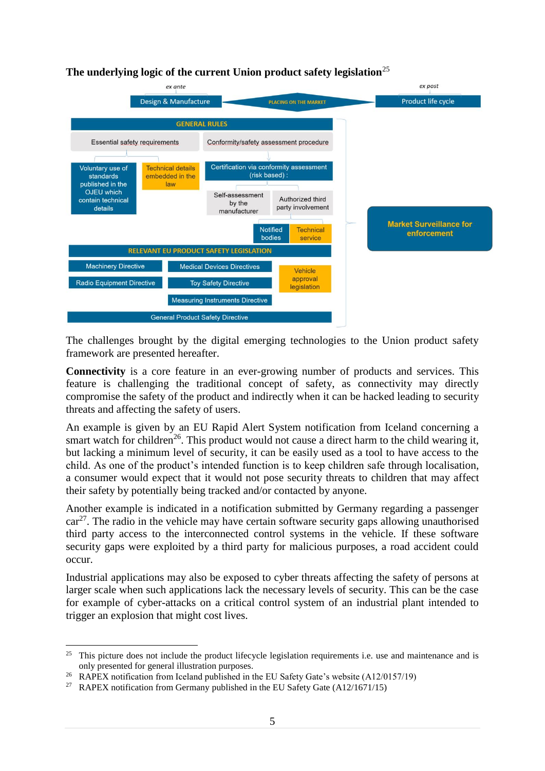**The underlying logic of the current Union product safety legislation**[25]

ex ante

Design & Manufacture

PLACING ON THE MARKET

ex post

Product life cycle

GENERAL RULES

Essential safety requirements

Conformity/safety assessment procedure

Voluntary use of standards published in the OJEU which contain technical details

Technical details embedded in the law

Certification via conformity assessment (risk based) :

Self-assessment by the manufacturer

Authorized third party involvement

Notified bodies

Technical service

Market Surveillance for enforcement

RELEVANT EU PRODUCT SAFETY LEGISLATION

Machinery Directive

Medical Devices Directives

Vehicle approval legislation

Radio Equipment Directive

Toy Safety Directive

Measuring Instruments Directive

General Product Safety Directive

The challenges brought by the digital emerging technologies to the Union product safety framework are presented hereafter.

**Connectivity** is a core feature in an ever-growing number of products and services. This feature is challenging the traditional concept of safety, as connectivity may directly compromise the safety of the product and indirectly when it can be hacked leading to security threats and affecting the safety of users.

An example is given by an EU Rapid Alert System notification from Iceland concerning a smart watch for children[26]. This product would not cause a direct harm to the child wearing it, but lacking a minimum level of security, it can be easily used as a tool to have access to the child. As one of the product's intended function is to keep children safe through localisation, a consumer would expect that it would not pose security threats to children that may affect their safety by potentially being tracked and/or contacted by anyone.

Another example is indicated in a notification submitted by Germany regarding a passenger car[27]. The radio in the vehicle may have certain software security gaps allowing unauthorised third party access to the interconnected control systems in the vehicle. If these software security gaps were exploited by a third party for malicious purposes, a road accident could occur.

Industrial applications may also be exposed to cyber threats affecting the safety of persons at larger scale when such applications lack the necessary levels of security. This can be the case for example of cyber-attacks on a critical control system of an industrial plant intended to trigger an explosion that might cost lives.

---

[25] This picture does not include the product lifecycle legislation requirements i.e. use and maintenance and is only presented for general illustration purposes.

[26] RAPEX notification from Iceland published in the EU Safety Gate's website (A12/0157/19)

[27] RAPEX notification from Germany published in the EU Safety Gate (A12/1671/15)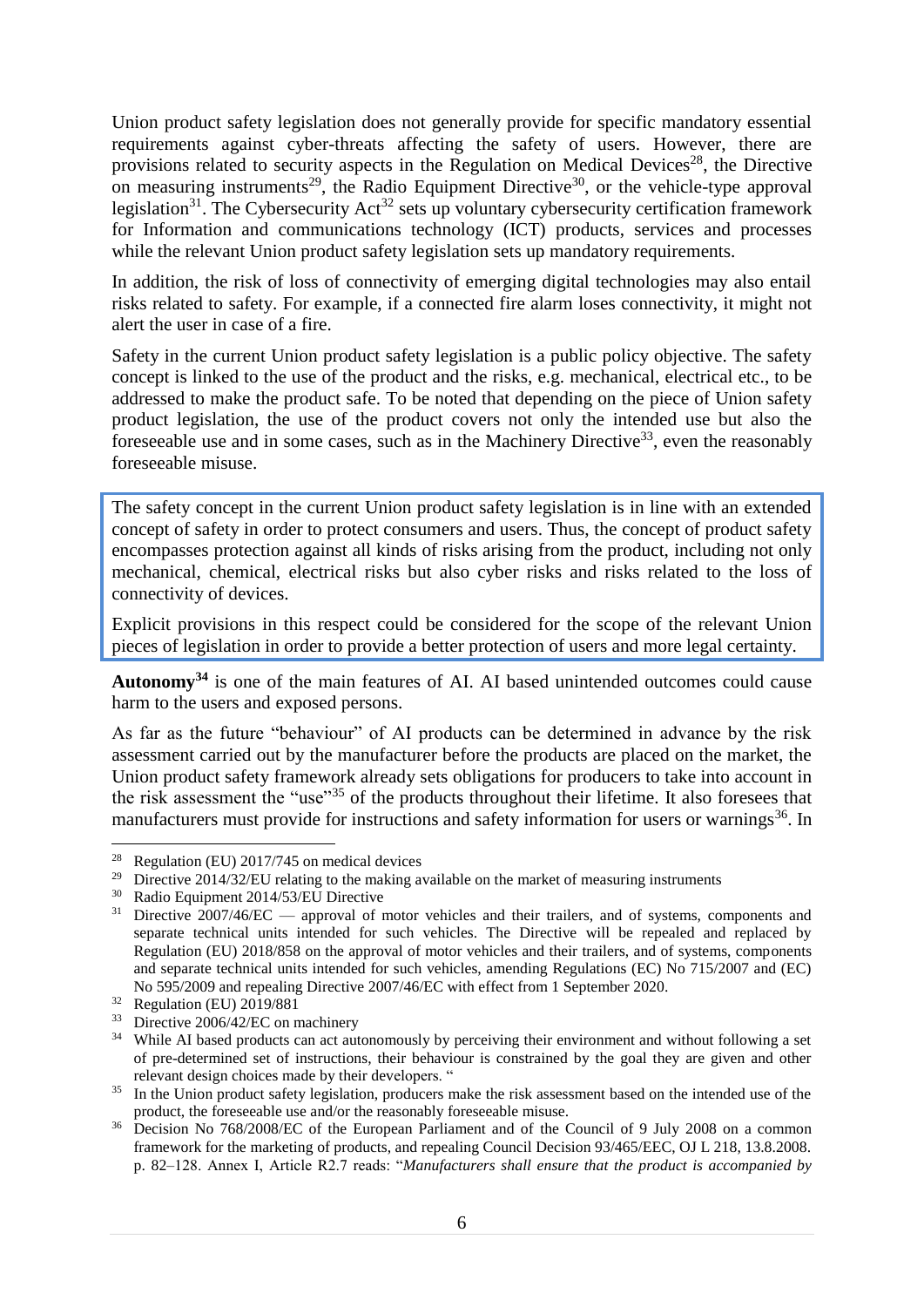Union product safety legislation does not generally provide for specific mandatory essential requirements against cyber-threats affecting the safety of users. However, there are provisions related to security aspects in the Regulation on Medical Devices[28], the Directive on measuring instruments[29], the Radio Equipment Directive[30], or the vehicle-type approval legislation[31]. The Cybersecurity Act[32] sets up voluntary cybersecurity certification framework for Information and communications technology (ICT) products, services and processes while the relevant Union product safety legislation sets up mandatory requirements.

In addition, the risk of loss of connectivity of emerging digital technologies may also entail risks related to safety. For example, if a connected fire alarm loses connectivity, it might not alert the user in case of a fire.

Safety in the current Union product safety legislation is a public policy objective. The safety concept is linked to the use of the product and the risks, e.g. mechanical, electrical etc., to be addressed to make the product safe. To be noted that depending on the piece of Union safety product legislation, the use of the product covers not only the intended use but also the foreseeable use and in some cases, such as in the Machinery Directive[33], even the reasonably foreseeable misuse.

> The safety concept in the current Union product safety legislation is in line with an extended concept of safety in order to protect consumers and users. Thus, the concept of product safety encompasses protection against all kinds of risks arising from the product, including not only mechanical, chemical, electrical risks but also cyber risks and risks related to the loss of connectivity of devices.
>
> Explicit provisions in this respect could be considered for the scope of the relevant Union pieces of legislation in order to provide a better protection of users and more legal certainty.

**Autonomy[34]** is one of the main features of AI. AI based unintended outcomes could cause harm to the users and exposed persons.

As far as the future "behaviour" of AI products can be determined in advance by the risk assessment carried out by the manufacturer before the products are placed on the market, the Union product safety framework already sets obligations for producers to take into account in the risk assessment the "use"[35] of the products throughout their lifetime. It also foresees that manufacturers must provide for instructions and safety information for users or warnings[36]. In

---

[28] Regulation (EU) 2017/745 on medical devices

[29] Directive 2014/32/EU relating to the making available on the market of measuring instruments

[30] Radio Equipment 2014/53/EU Directive

[31] Directive 2007/46/EC — approval of motor vehicles and their trailers, and of systems, components and separate technical units intended for such vehicles. The Directive will be repealed and replaced by Regulation (EU) 2018/858 on the approval of motor vehicles and their trailers, and of systems, components and separate technical units intended for such vehicles, amending Regulations (EC) No 715/2007 and (EC) No 595/2009 and repealing Directive 2007/46/EC with effect from 1 September 2020.

[32] Regulation (EU) 2019/881

[33] Directive 2006/42/EC on machinery

[34] While AI based products can act autonomously by perceiving their environment and without following a set of pre-determined set of instructions, their behaviour is constrained by the goal they are given and other relevant design choices made by their developers. "

[35] In the Union product safety legislation, producers make the risk assessment based on the intended use of the product, the foreseeable use and/or the reasonably foreseeable misuse.

[36] Decision No 768/2008/EC of the European Parliament and of the Council of 9 July 2008 on a common framework for the marketing of products, and repealing Council Decision 93/465/EEC, OJ L 218, 13.8.2008. p. 82–128. Annex I, Article R2.7 reads: "*Manufacturers shall ensure that the product is accompanied by*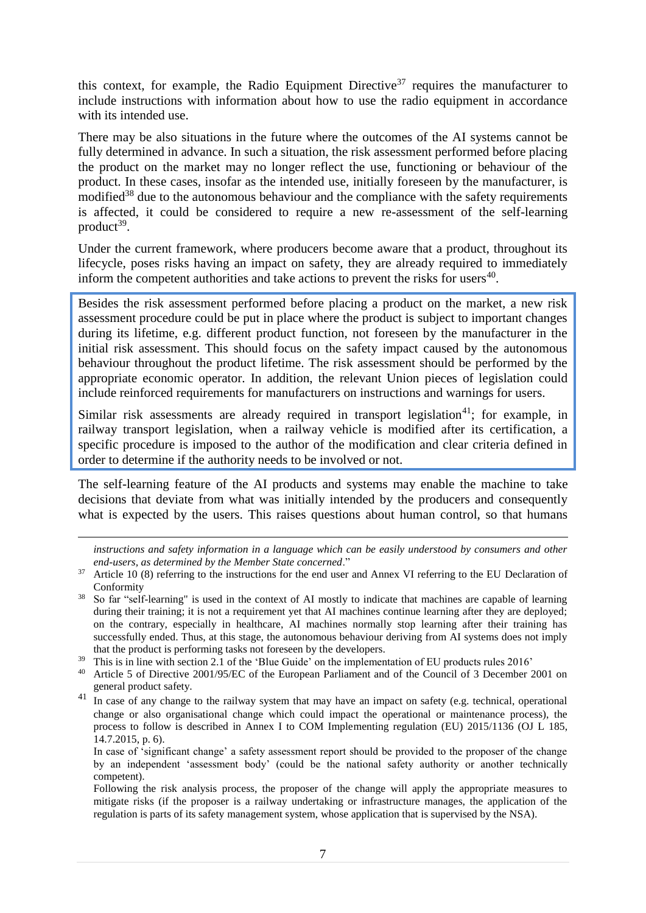this context, for example, the Radio Equipment Directive[37] requires the manufacturer to include instructions with information about how to use the radio equipment in accordance with its intended use.

There may be also situations in the future where the outcomes of the AI systems cannot be fully determined in advance. In such a situation, the risk assessment performed before placing the product on the market may no longer reflect the use, functioning or behaviour of the product. In these cases, insofar as the intended use, initially foreseen by the manufacturer, is modified[38] due to the autonomous behaviour and the compliance with the safety requirements is affected, it could be considered to require a new re-assessment of the self-learning product[39].

Under the current framework, where producers become aware that a product, throughout its lifecycle, poses risks having an impact on safety, they are already required to immediately inform the competent authorities and take actions to prevent the risks for users[40].

> Besides the risk assessment performed before placing a product on the market, a new risk assessment procedure could be put in place where the product is subject to important changes during its lifetime, e.g. different product function, not foreseen by the manufacturer in the initial risk assessment. This should focus on the safety impact caused by the autonomous behaviour throughout the product lifetime. The risk assessment should be performed by the appropriate economic operator. In addition, the relevant Union pieces of legislation could include reinforced requirements for manufacturers on instructions and warnings for users.
>
> Similar risk assessments are already required in transport legislation[41]; for example, in railway transport legislation, when a railway vehicle is modified after its certification, a specific procedure is imposed to the author of the modification and clear criteria defined in order to determine if the authority needs to be involved or not.

The self-learning feature of the AI products and systems may enable the machine to take decisions that deviate from what was initially intended by the producers and consequently what is expected by the users. This raises questions about human control, so that humans

---

*instructions and safety information in a language which can be easily understood by consumers and other end-users, as determined by the Member State concerned*."

[37] Article 10 (8) referring to the instructions for the end user and Annex VI referring to the EU Declaration of Conformity

[38] So far "self-learning" is used in the context of AI mostly to indicate that machines are capable of learning during their training; it is not a requirement yet that AI machines continue learning after they are deployed; on the contrary, especially in healthcare, AI machines normally stop learning after their training has successfully ended. Thus, at this stage, the autonomous behaviour deriving from AI systems does not imply that the product is performing tasks not foreseen by the developers.

[39] This is in line with section 2.1 of the 'Blue Guide' on the implementation of EU products rules 2016'

[40] Article 5 of Directive 2001/95/EC of the European Parliament and of the Council of 3 December 2001 on general product safety.

[41] In case of any change to the railway system that may have an impact on safety (e.g. technical, operational change or also organisational change which could impact the operational or maintenance process), the process to follow is described in Annex I to COM Implementing regulation (EU) 2015/1136 (OJ L 185, 14.7.2015, p. 6).

In case of 'significant change' a safety assessment report should be provided to the proposer of the change by an independent 'assessment body' (could be the national safety authority or another technically competent).

Following the risk analysis process, the proposer of the change will apply the appropriate measures to mitigate risks (if the proposer is a railway undertaking or infrastructure manages, the application of the regulation is parts of its safety management system, whose application that is supervised by the NSA).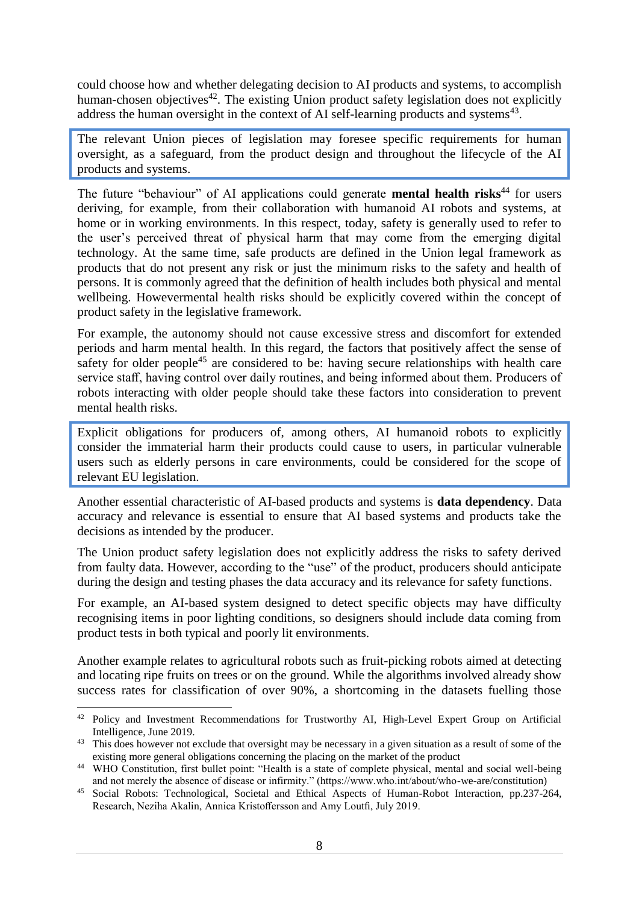could choose how and whether delegating decision to AI products and systems, to accomplish human-chosen objectives[42]. The existing Union product safety legislation does not explicitly address the human oversight in the context of AI self-learning products and systems[43].

> The relevant Union pieces of legislation may foresee specific requirements for human oversight, as a safeguard, from the product design and throughout the lifecycle of the AI products and systems.

The future "behaviour" of AI applications could generate **mental health risks**[44] for users deriving, for example, from their collaboration with humanoid AI robots and systems, at home or in working environments. In this respect, today, safety is generally used to refer to the user's perceived threat of physical harm that may come from the emerging digital technology. At the same time, safe products are defined in the Union legal framework as products that do not present any risk or just the minimum risks to the safety and health of persons. It is commonly agreed that the definition of health includes both physical and mental wellbeing. Howevermental health risks should be explicitly covered within the concept of product safety in the legislative framework.

For example, the autonomy should not cause excessive stress and discomfort for extended periods and harm mental health. In this regard, the factors that positively affect the sense of safety for older people[45] are considered to be: having secure relationships with health care service staff, having control over daily routines, and being informed about them. Producers of robots interacting with older people should take these factors into consideration to prevent mental health risks.

> Explicit obligations for producers of, among others, AI humanoid robots to explicitly consider the immaterial harm their products could cause to users, in particular vulnerable users such as elderly persons in care environments, could be considered for the scope of relevant EU legislation.

Another essential characteristic of AI-based products and systems is **data dependency**. Data accuracy and relevance is essential to ensure that AI based systems and products take the decisions as intended by the producer.

The Union product safety legislation does not explicitly address the risks to safety derived from faulty data. However, according to the "use" of the product, producers should anticipate during the design and testing phases the data accuracy and its relevance for safety functions.

For example, an AI-based system designed to detect specific objects may have difficulty recognising items in poor lighting conditions, so designers should include data coming from product tests in both typical and poorly lit environments.

Another example relates to agricultural robots such as fruit-picking robots aimed at detecting and locating ripe fruits on trees or on the ground. While the algorithms involved already show success rates for classification of over 90%, a shortcoming in the datasets fuelling those

---

[42] Policy and Investment Recommendations for Trustworthy AI, High-Level Expert Group on Artificial Intelligence, June 2019.

[43] This does however not exclude that oversight may be necessary in a given situation as a result of some of the existing more general obligations concerning the placing on the market of the product

[44] WHO Constitution, first bullet point: "Health is a state of complete physical, mental and social well-being and not merely the absence of disease or infirmity." (https://www.who.int/about/who-we-are/constitution)

[45] Social Robots: Technological, Societal and Ethical Aspects of Human-Robot Interaction, pp.237-264, Research, Neziha Akalin, Annica Kristoffersson and Amy Loutfi, July 2019.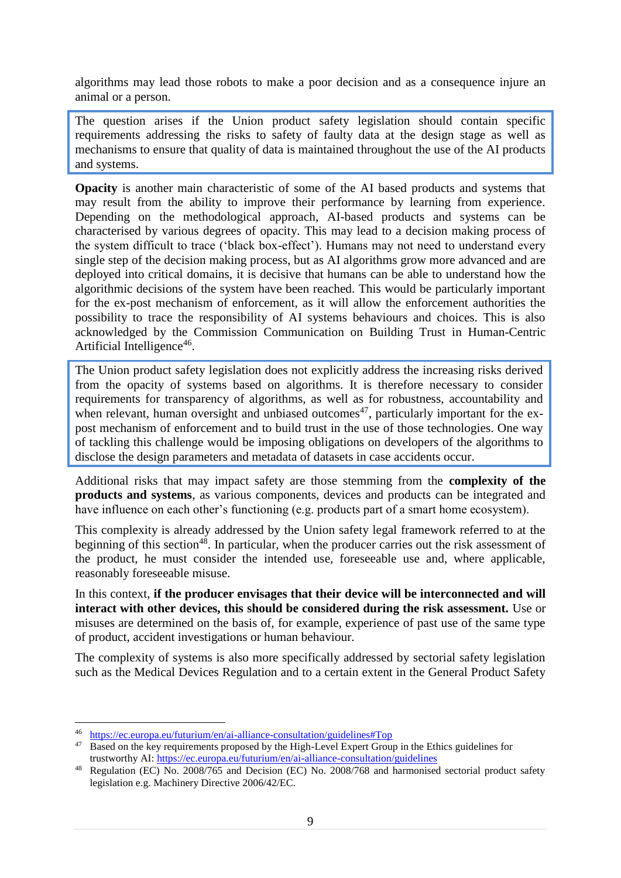algorithms may lead those robots to make a poor decision and as a consequence injure an animal or a person.

> The question arises if the Union product safety legislation should contain specific requirements addressing the risks to safety of faulty data at the design stage as well as mechanisms to ensure that quality of data is maintained throughout the use of the AI products and systems.

**Opacity** is another main characteristic of some of the AI based products and systems that may result from the ability to improve their performance by learning from experience. Depending on the methodological approach, AI-based products and systems can be characterised by various degrees of opacity. This may lead to a decision making process of the system difficult to trace ('black box-effect'). Humans may not need to understand every single step of the decision making process, but as AI algorithms grow more advanced and are deployed into critical domains, it is decisive that humans can be able to understand how the algorithmic decisions of the system have been reached. This would be particularly important for the ex-post mechanism of enforcement, as it will allow the enforcement authorities the possibility to trace the responsibility of AI systems behaviours and choices. This is also acknowledged by the Commission Communication on Building Trust in Human-Centric Artificial Intelligence[46].

> The Union product safety legislation does not explicitly address the increasing risks derived from the opacity of systems based on algorithms. It is therefore necessary to consider requirements for transparency of algorithms, as well as for robustness, accountability and when relevant, human oversight and unbiased outcomes[47], particularly important for the ex-post mechanism of enforcement and to build trust in the use of those technologies. One way of tackling this challenge would be imposing obligations on developers of the algorithms to disclose the design parameters and metadata of datasets in case accidents occur.

Additional risks that may impact safety are those stemming from the **complexity of the products and systems**, as various components, devices and products can be integrated and have influence on each other's functioning (e.g. products part of a smart home ecosystem).

This complexity is already addressed by the Union safety legal framework referred to at the beginning of this section[48]. In particular, when the producer carries out the risk assessment of the product, he must consider the intended use, foreseeable use and, where applicable, reasonably foreseeable misuse.

In this context, **if the producer envisages that their device will be interconnected and will interact with other devices, this should be considered during the risk assessment.** Use or misuses are determined on the basis of, for example, experience of past use of the same type of product, accident investigations or human behaviour.

The complexity of systems is also more specifically addressed by sectorial safety legislation such as the Medical Devices Regulation and to a certain extent in the General Product Safety

---

[46] https://ec.europa.eu/futurium/en/ai-alliance-consultation/guidelines#Top

[47] Based on the key requirements proposed by the High-Level Expert Group in the Ethics guidelines for trustworthy AI: https://ec.europa.eu/futurium/en/ai-alliance-consultation/guidelines

[48] Regulation (EC) No. 2008/765 and Decision (EC) No. 2008/768 and harmonised sectorial product safety legislation e.g. Machinery Directive 2006/42/EC.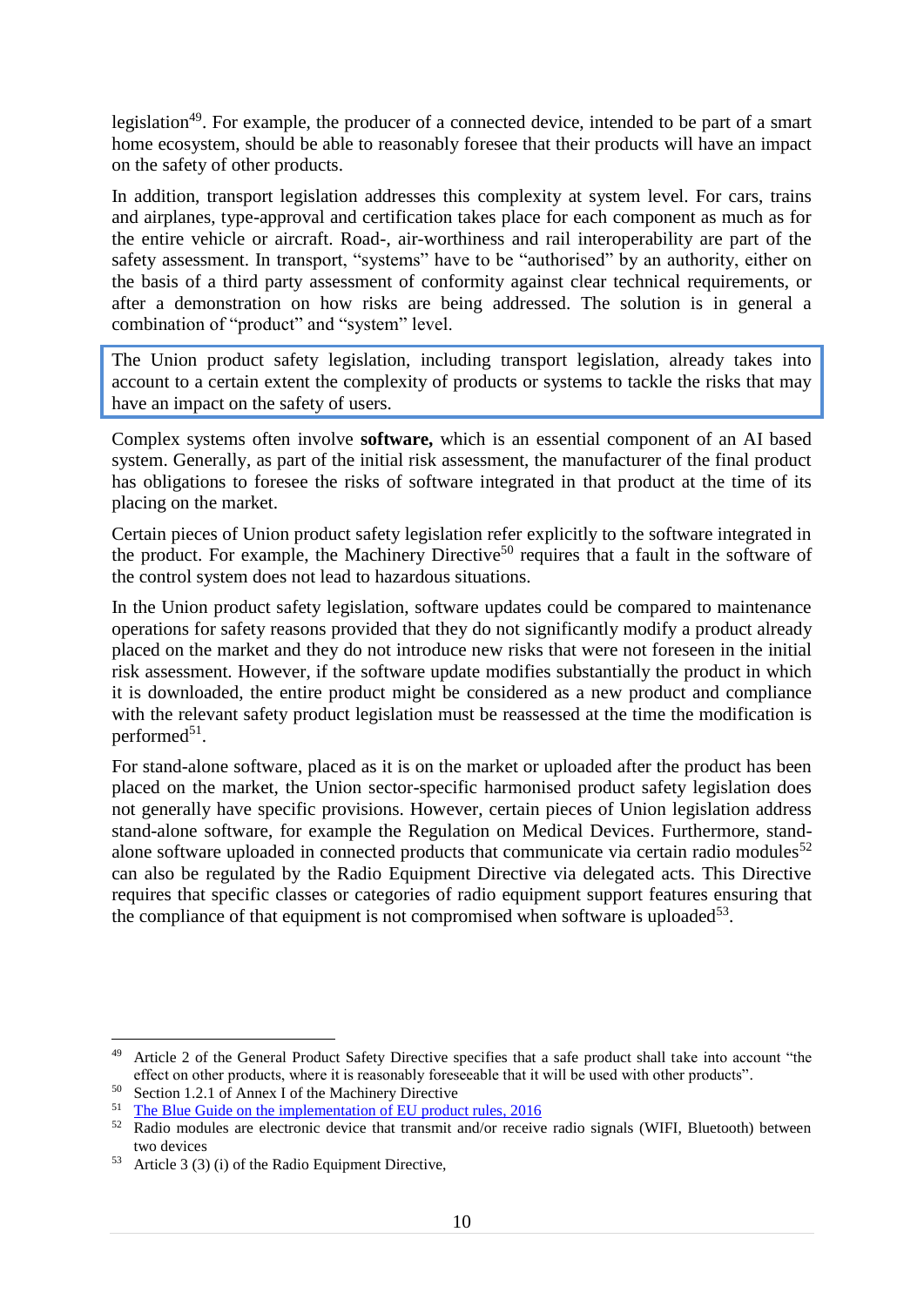legislation[49]. For example, the producer of a connected device, intended to be part of a smart home ecosystem, should be able to reasonably foresee that their products will have an impact on the safety of other products.

In addition, transport legislation addresses this complexity at system level. For cars, trains and airplanes, type-approval and certification takes place for each component as much as for the entire vehicle or aircraft. Road-, air-worthiness and rail interoperability are part of the safety assessment. In transport, "systems" have to be "authorised" by an authority, either on the basis of a third party assessment of conformity against clear technical requirements, or after a demonstration on how risks are being addressed. The solution is in general a combination of "product" and "system" level.

> The Union product safety legislation, including transport legislation, already takes into account to a certain extent the complexity of products or systems to tackle the risks that may have an impact on the safety of users.

Complex systems often involve **software,** which is an essential component of an AI based system. Generally, as part of the initial risk assessment, the manufacturer of the final product has obligations to foresee the risks of software integrated in that product at the time of its placing on the market.

Certain pieces of Union product safety legislation refer explicitly to the software integrated in the product. For example, the Machinery Directive[50] requires that a fault in the software of the control system does not lead to hazardous situations.

In the Union product safety legislation, software updates could be compared to maintenance operations for safety reasons provided that they do not significantly modify a product already placed on the market and they do not introduce new risks that were not foreseen in the initial risk assessment. However, if the software update modifies substantially the product in which it is downloaded, the entire product might be considered as a new product and compliance with the relevant safety product legislation must be reassessed at the time the modification is performed[51].

For stand-alone software, placed as it is on the market or uploaded after the product has been placed on the market, the Union sector-specific harmonised product safety legislation does not generally have specific provisions. However, certain pieces of Union legislation address stand-alone software, for example the Regulation on Medical Devices. Furthermore, stand-alone software uploaded in connected products that communicate via certain radio modules[52] can also be regulated by the Radio Equipment Directive via delegated acts. This Directive requires that specific classes or categories of radio equipment support features ensuring that the compliance of that equipment is not compromised when software is uploaded[53].

---

[49] Article 2 of the General Product Safety Directive specifies that a safe product shall take into account "the effect on other products, where it is reasonably foreseeable that it will be used with other products".

[50] Section 1.2.1 of Annex I of the Machinery Directive

[51] The Blue Guide on the implementation of EU product rules, 2016

[52] Radio modules are electronic device that transmit and/or receive radio signals (WIFI, Bluetooth) between two devices

[53] Article 3 (3) (i) of the Radio Equipment Directive,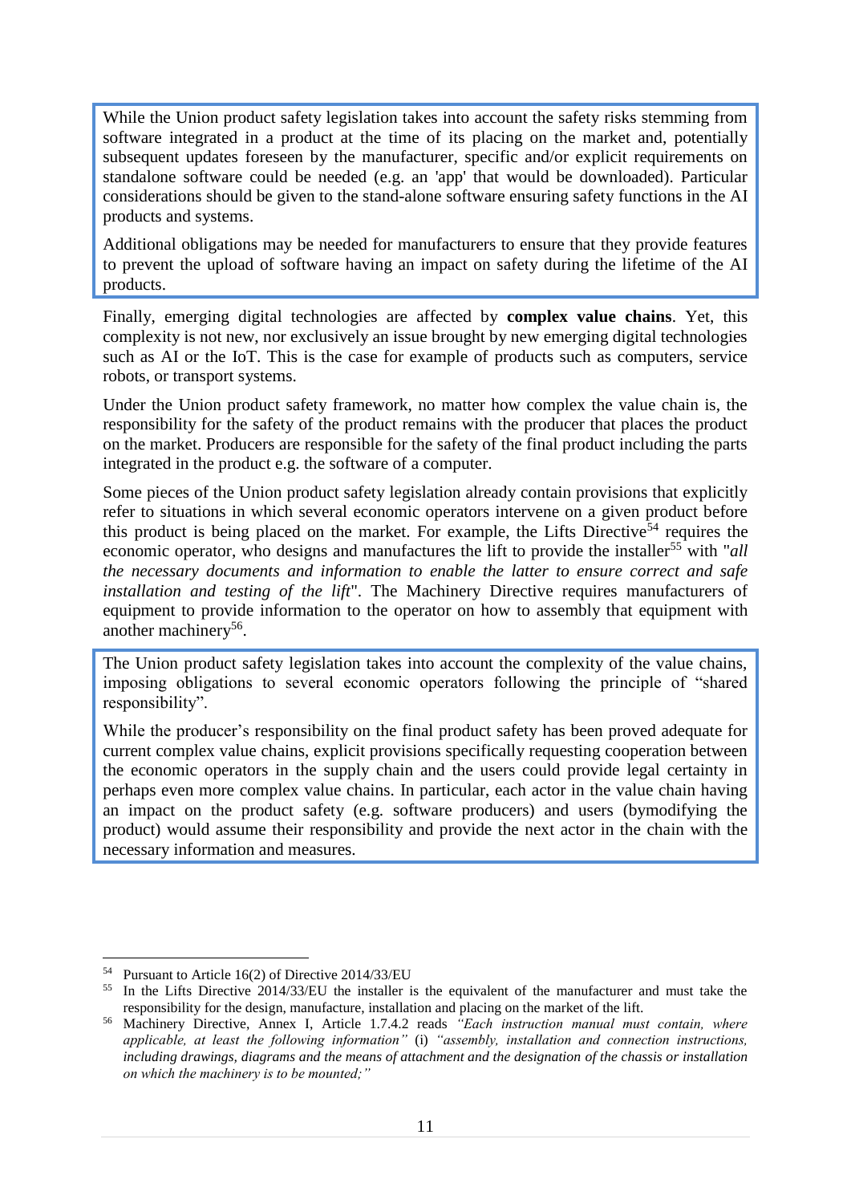While the Union product safety legislation takes into account the safety risks stemming from software integrated in a product at the time of its placing on the market and, potentially subsequent updates foreseen by the manufacturer, specific and/or explicit requirements on standalone software could be needed (e.g. an 'app' that would be downloaded). Particular considerations should be given to the stand-alone software ensuring safety functions in the AI products and systems.

Additional obligations may be needed for manufacturers to ensure that they provide features to prevent the upload of software having an impact on safety during the lifetime of the AI products.

Finally, emerging digital technologies are affected by **complex value chains**. Yet, this complexity is not new, nor exclusively an issue brought by new emerging digital technologies such as AI or the IoT. This is the case for example of products such as computers, service robots, or transport systems.

Under the Union product safety framework, no matter how complex the value chain is, the responsibility for the safety of the product remains with the producer that places the product on the market. Producers are responsible for the safety of the final product including the parts integrated in the product e.g. the software of a computer.

Some pieces of the Union product safety legislation already contain provisions that explicitly refer to situations in which several economic operators intervene on a given product before this product is being placed on the market. For example, the Lifts Directive[54] requires the economic operator, who designs and manufactures the lift to provide the installer[55] with "*all the necessary documents and information to enable the latter to ensure correct and safe installation and testing of the lift*". The Machinery Directive requires manufacturers of equipment to provide information to the operator on how to assembly that equipment with another machinery[56].

The Union product safety legislation takes into account the complexity of the value chains, imposing obligations to several economic operators following the principle of "shared responsibility".

While the producer's responsibility on the final product safety has been proved adequate for current complex value chains, explicit provisions specifically requesting cooperation between the economic operators in the supply chain and the users could provide legal certainty in perhaps even more complex value chains. In particular, each actor in the value chain having an impact on the product safety (e.g. software producers) and users (bymodifying the product) would assume their responsibility and provide the next actor in the chain with the necessary information and measures.

---

[54] Pursuant to Article 16(2) of Directive 2014/33/EU

[55] In the Lifts Directive 2014/33/EU the installer is the equivalent of the manufacturer and must take the responsibility for the design, manufacture, installation and placing on the market of the lift.

[56] Machinery Directive, Annex I, Article 1.7.4.2 reads *"Each instruction manual must contain, where applicable, at least the following information"* (i) *"assembly, installation and connection instructions, including drawings, diagrams and the means of attachment and the designation of the chassis or installation on which the machinery is to be mounted;"*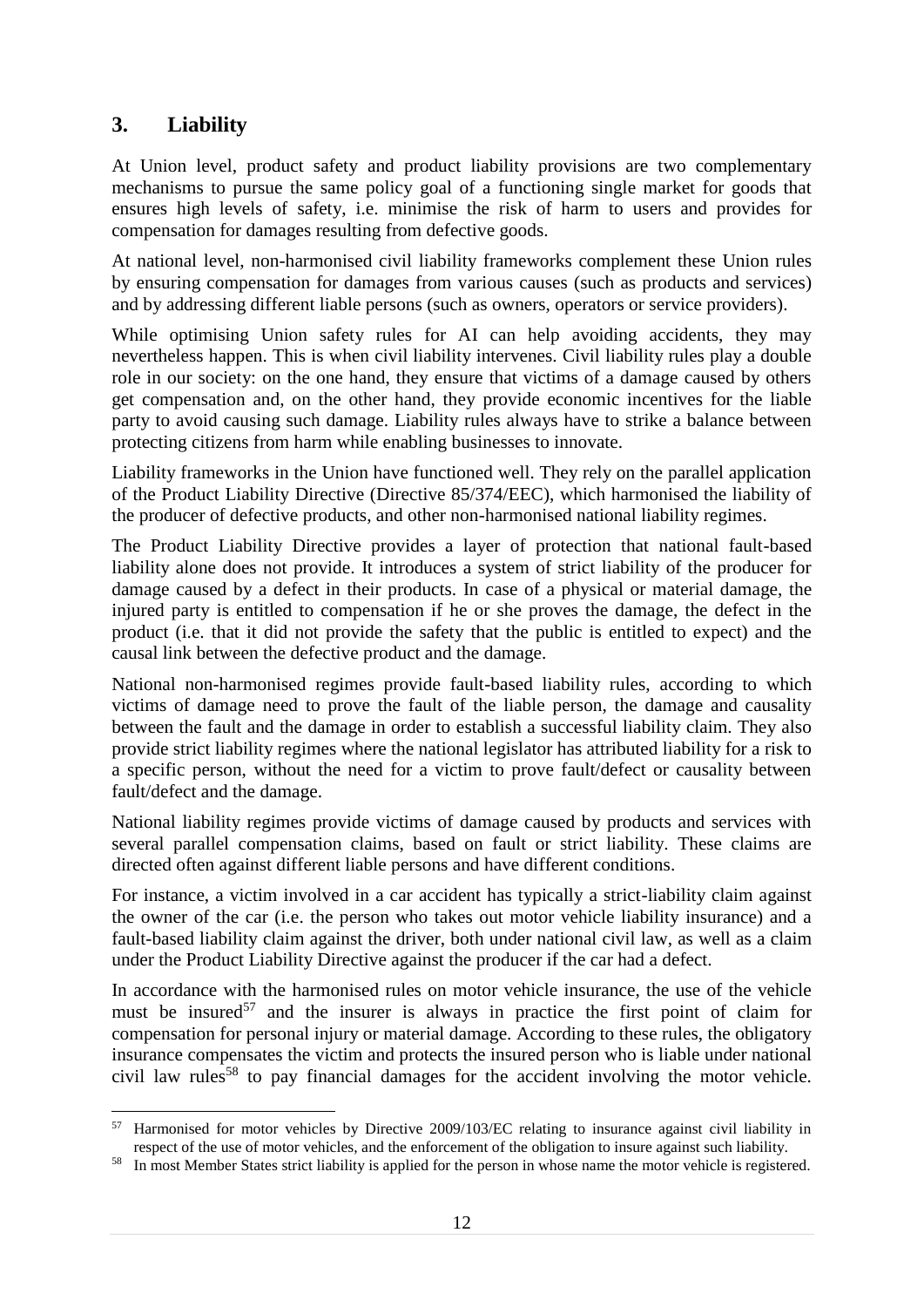## 3. Liability

At Union level, product safety and product liability provisions are two complementary mechanisms to pursue the same policy goal of a functioning single market for goods that ensures high levels of safety, i.e. minimise the risk of harm to users and provides for compensation for damages resulting from defective goods.

At national level, non-harmonised civil liability frameworks complement these Union rules by ensuring compensation for damages from various causes (such as products and services) and by addressing different liable persons (such as owners, operators or service providers).

While optimising Union safety rules for AI can help avoiding accidents, they may nevertheless happen. This is when civil liability intervenes. Civil liability rules play a double role in our society: on the one hand, they ensure that victims of a damage caused by others get compensation and, on the other hand, they provide economic incentives for the liable party to avoid causing such damage. Liability rules always have to strike a balance between protecting citizens from harm while enabling businesses to innovate.

Liability frameworks in the Union have functioned well. They rely on the parallel application of the Product Liability Directive (Directive 85/374/EEC), which harmonised the liability of the producer of defective products, and other non-harmonised national liability regimes.

The Product Liability Directive provides a layer of protection that national fault-based liability alone does not provide. It introduces a system of strict liability of the producer for damage caused by a defect in their products. In case of a physical or material damage, the injured party is entitled to compensation if he or she proves the damage, the defect in the product (i.e. that it did not provide the safety that the public is entitled to expect) and the causal link between the defective product and the damage.

National non-harmonised regimes provide fault-based liability rules, according to which victims of damage need to prove the fault of the liable person, the damage and causality between the fault and the damage in order to establish a successful liability claim. They also provide strict liability regimes where the national legislator has attributed liability for a risk to a specific person, without the need for a victim to prove fault/defect or causality between fault/defect and the damage.

National liability regimes provide victims of damage caused by products and services with several parallel compensation claims, based on fault or strict liability. These claims are directed often against different liable persons and have different conditions.

For instance, a victim involved in a car accident has typically a strict-liability claim against the owner of the car (i.e. the person who takes out motor vehicle liability insurance) and a fault-based liability claim against the driver, both under national civil law, as well as a claim under the Product Liability Directive against the producer if the car had a defect.

In accordance with the harmonised rules on motor vehicle insurance, the use of the vehicle must be insured[57] and the insurer is always in practice the first point of claim for compensation for personal injury or material damage. According to these rules, the obligatory insurance compensates the victim and protects the insured person who is liable under national civil law rules[58] to pay financial damages for the accident involving the motor vehicle.

---

[57] Harmonised for motor vehicles by Directive 2009/103/EC relating to insurance against civil liability in respect of the use of motor vehicles, and the enforcement of the obligation to insure against such liability.

[58] In most Member States strict liability is applied for the person in whose name the motor vehicle is registered.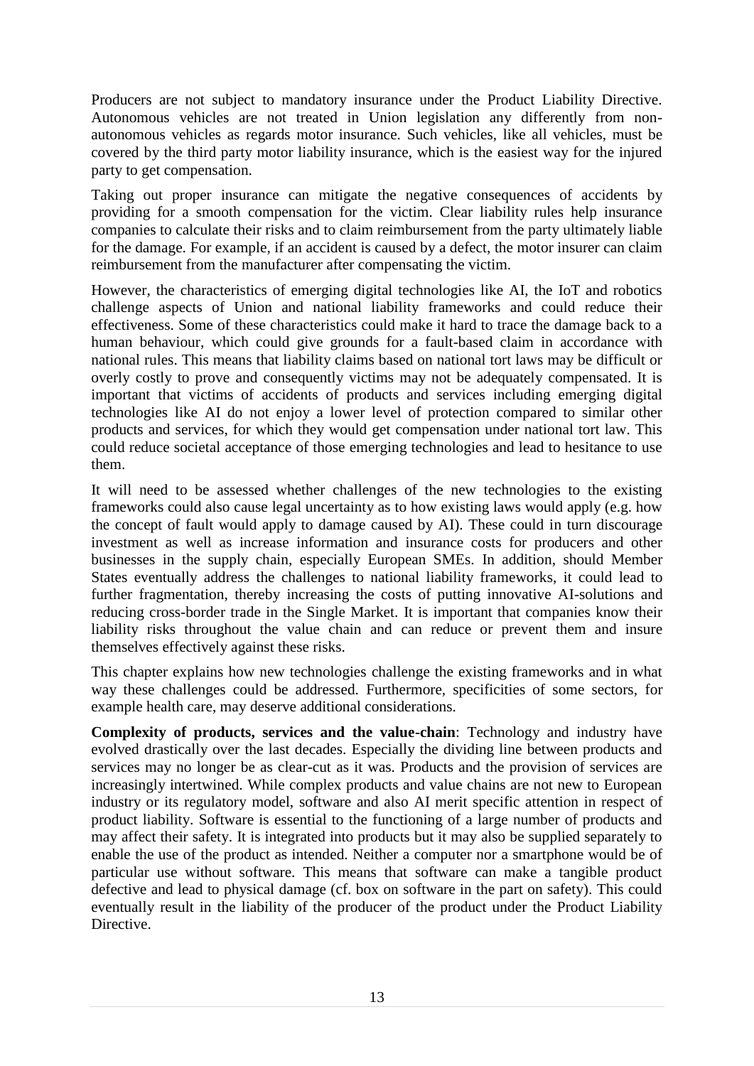Producers are not subject to mandatory insurance under the Product Liability Directive. Autonomous vehicles are not treated in Union legislation any differently from non-autonomous vehicles as regards motor insurance. Such vehicles, like all vehicles, must be covered by the third party motor liability insurance, which is the easiest way for the injured party to get compensation.

Taking out proper insurance can mitigate the negative consequences of accidents by providing for a smooth compensation for the victim. Clear liability rules help insurance companies to calculate their risks and to claim reimbursement from the party ultimately liable for the damage. For example, if an accident is caused by a defect, the motor insurer can claim reimbursement from the manufacturer after compensating the victim.

However, the characteristics of emerging digital technologies like AI, the IoT and robotics challenge aspects of Union and national liability frameworks and could reduce their effectiveness. Some of these characteristics could make it hard to trace the damage back to a human behaviour, which could give grounds for a fault-based claim in accordance with national rules. This means that liability claims based on national tort laws may be difficult or overly costly to prove and consequently victims may not be adequately compensated. It is important that victims of accidents of products and services including emerging digital technologies like AI do not enjoy a lower level of protection compared to similar other products and services, for which they would get compensation under national tort law. This could reduce societal acceptance of those emerging technologies and lead to hesitance to use them.

It will need to be assessed whether challenges of the new technologies to the existing frameworks could also cause legal uncertainty as to how existing laws would apply (e.g. how the concept of fault would apply to damage caused by AI). These could in turn discourage investment as well as increase information and insurance costs for producers and other businesses in the supply chain, especially European SMEs. In addition, should Member States eventually address the challenges to national liability frameworks, it could lead to further fragmentation, thereby increasing the costs of putting innovative AI-solutions and reducing cross-border trade in the Single Market. It is important that companies know their liability risks throughout the value chain and can reduce or prevent them and insure themselves effectively against these risks.

This chapter explains how new technologies challenge the existing frameworks and in what way these challenges could be addressed. Furthermore, specificities of some sectors, for example health care, may deserve additional considerations.

**Complexity of products, services and the value-chain**: Technology and industry have evolved drastically over the last decades. Especially the dividing line between products and services may no longer be as clear-cut as it was. Products and the provision of services are increasingly intertwined. While complex products and value chains are not new to European industry or its regulatory model, software and also AI merit specific attention in respect of product liability. Software is essential to the functioning of a large number of products and may affect their safety. It is integrated into products but it may also be supplied separately to enable the use of the product as intended. Neither a computer nor a smartphone would be of particular use without software. This means that software can make a tangible product defective and lead to physical damage (cf. box on software in the part on safety). This could eventually result in the liability of the producer of the product under the Product Liability Directive.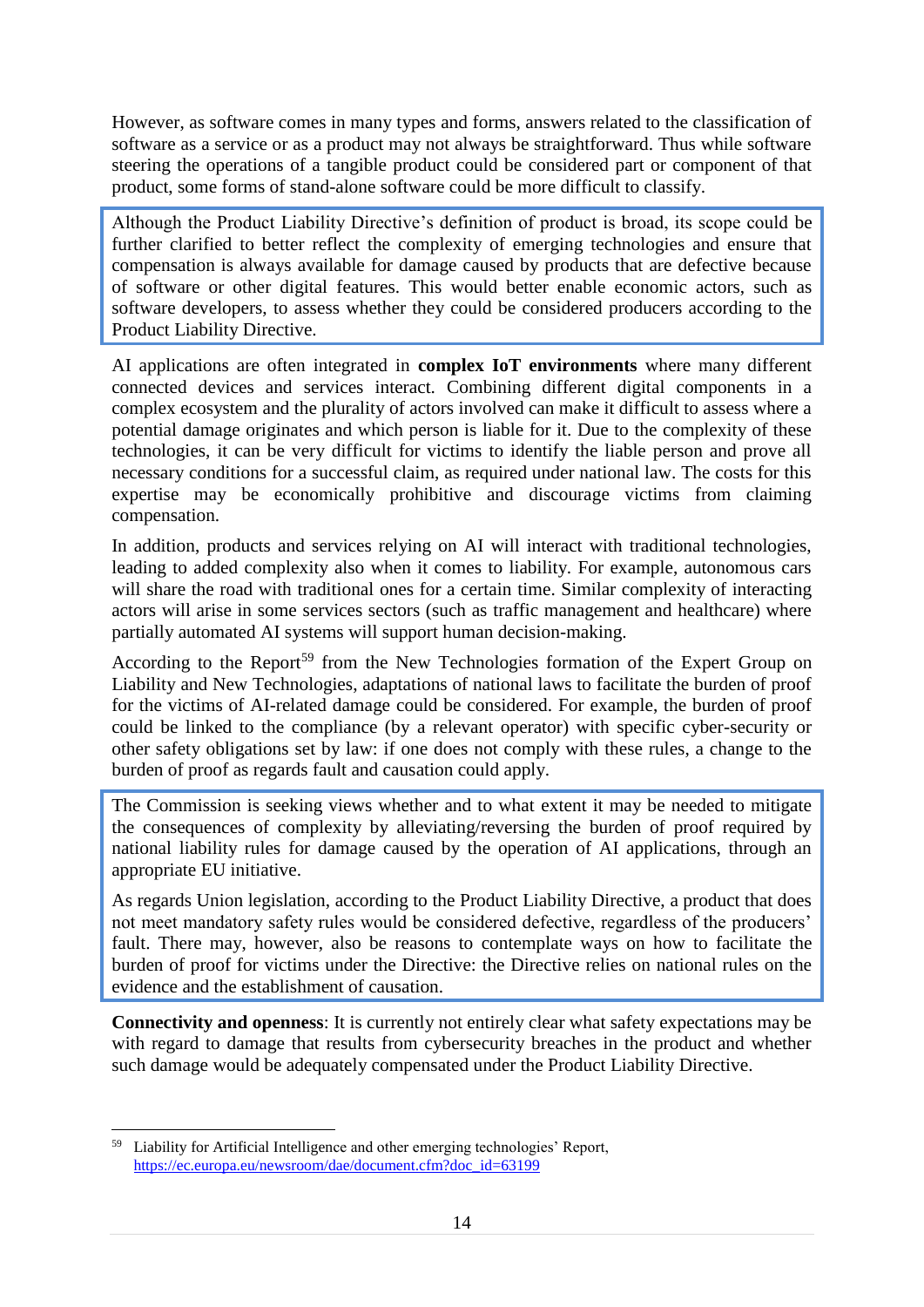However, as software comes in many types and forms, answers related to the classification of software as a service or as a product may not always be straightforward. Thus while software steering the operations of a tangible product could be considered part or component of that product, some forms of stand-alone software could be more difficult to classify.

> Although the Product Liability Directive's definition of product is broad, its scope could be further clarified to better reflect the complexity of emerging technologies and ensure that compensation is always available for damage caused by products that are defective because of software or other digital features. This would better enable economic actors, such as software developers, to assess whether they could be considered producers according to the Product Liability Directive.

AI applications are often integrated in **complex IoT environments** where many different connected devices and services interact. Combining different digital components in a complex ecosystem and the plurality of actors involved can make it difficult to assess where a potential damage originates and which person is liable for it. Due to the complexity of these technologies, it can be very difficult for victims to identify the liable person and prove all necessary conditions for a successful claim, as required under national law. The costs for this expertise may be economically prohibitive and discourage victims from claiming compensation.

In addition, products and services relying on AI will interact with traditional technologies, leading to added complexity also when it comes to liability. For example, autonomous cars will share the road with traditional ones for a certain time. Similar complexity of interacting actors will arise in some services sectors (such as traffic management and healthcare) where partially automated AI systems will support human decision-making.

According to the Report[59] from the New Technologies formation of the Expert Group on Liability and New Technologies, adaptations of national laws to facilitate the burden of proof for the victims of AI-related damage could be considered. For example, the burden of proof could be linked to the compliance (by a relevant operator) with specific cyber-security or other safety obligations set by law: if one does not comply with these rules, a change to the burden of proof as regards fault and causation could apply.

> The Commission is seeking views whether and to what extent it may be needed to mitigate the consequences of complexity by alleviating/reversing the burden of proof required by national liability rules for damage caused by the operation of AI applications, through an appropriate EU initiative.
>
> As regards Union legislation, according to the Product Liability Directive, a product that does not meet mandatory safety rules would be considered defective, regardless of the producers' fault. There may, however, also be reasons to contemplate ways on how to facilitate the burden of proof for victims under the Directive: the Directive relies on national rules on the evidence and the establishment of causation.

**Connectivity and openness**: It is currently not entirely clear what safety expectations may be with regard to damage that results from cybersecurity breaches in the product and whether such damage would be adequately compensated under the Product Liability Directive.

---

[59] Liability for Artificial Intelligence and other emerging technologies' Report, https://ec.europa.eu/newsroom/dae/document.cfm?doc_id=63199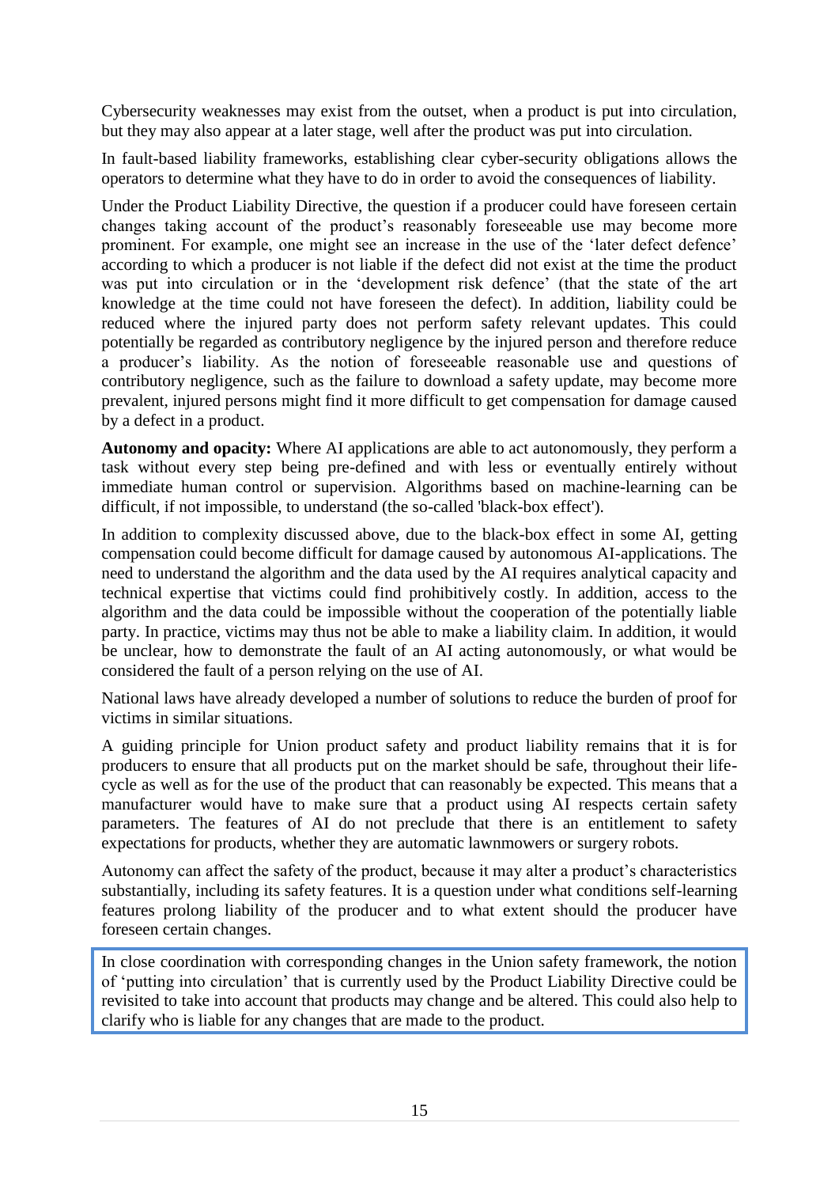Cybersecurity weaknesses may exist from the outset, when a product is put into circulation, but they may also appear at a later stage, well after the product was put into circulation.

In fault-based liability frameworks, establishing clear cyber-security obligations allows the operators to determine what they have to do in order to avoid the consequences of liability.

Under the Product Liability Directive, the question if a producer could have foreseen certain changes taking account of the product's reasonably foreseeable use may become more prominent. For example, one might see an increase in the use of the 'later defect defence' according to which a producer is not liable if the defect did not exist at the time the product was put into circulation or in the 'development risk defence' (that the state of the art knowledge at the time could not have foreseen the defect). In addition, liability could be reduced where the injured party does not perform safety relevant updates. This could potentially be regarded as contributory negligence by the injured person and therefore reduce a producer's liability. As the notion of foreseeable reasonable use and questions of contributory negligence, such as the failure to download a safety update, may become more prevalent, injured persons might find it more difficult to get compensation for damage caused by a defect in a product.

**Autonomy and opacity:** Where AI applications are able to act autonomously, they perform a task without every step being pre-defined and with less or eventually entirely without immediate human control or supervision. Algorithms based on machine-learning can be difficult, if not impossible, to understand (the so-called 'black-box effect').

In addition to complexity discussed above, due to the black-box effect in some AI, getting compensation could become difficult for damage caused by autonomous AI-applications. The need to understand the algorithm and the data used by the AI requires analytical capacity and technical expertise that victims could find prohibitively costly. In addition, access to the algorithm and the data could be impossible without the cooperation of the potentially liable party. In practice, victims may thus not be able to make a liability claim. In addition, it would be unclear, how to demonstrate the fault of an AI acting autonomously, or what would be considered the fault of a person relying on the use of AI.

National laws have already developed a number of solutions to reduce the burden of proof for victims in similar situations.

A guiding principle for Union product safety and product liability remains that it is for producers to ensure that all products put on the market should be safe, throughout their life-cycle as well as for the use of the product that can reasonably be expected. This means that a manufacturer would have to make sure that a product using AI respects certain safety parameters. The features of AI do not preclude that there is an entitlement to safety expectations for products, whether they are automatic lawnmowers or surgery robots.

Autonomy can affect the safety of the product, because it may alter a product's characteristics substantially, including its safety features. It is a question under what conditions self-learning features prolong liability of the producer and to what extent should the producer have foreseen certain changes.

> In close coordination with corresponding changes in the Union safety framework, the notion of 'putting into circulation' that is currently used by the Product Liability Directive could be revisited to take into account that products may change and be altered. This could also help to clarify who is liable for any changes that are made to the product.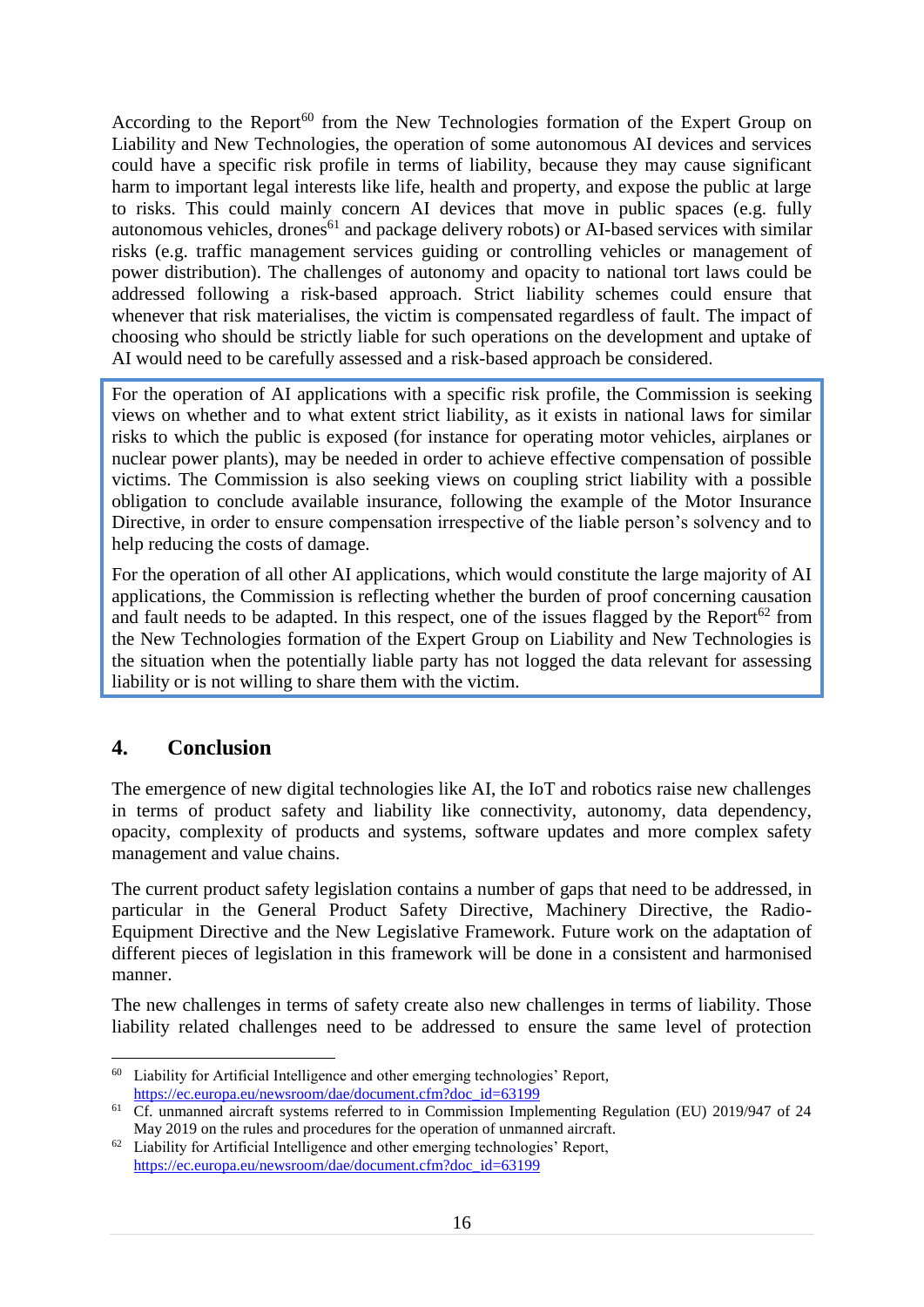According to the Report[60] from the New Technologies formation of the Expert Group on Liability and New Technologies, the operation of some autonomous AI devices and services could have a specific risk profile in terms of liability, because they may cause significant harm to important legal interests like life, health and property, and expose the public at large to risks. This could mainly concern AI devices that move in public spaces (e.g. fully autonomous vehicles, drones[61] and package delivery robots) or AI-based services with similar risks (e.g. traffic management services guiding or controlling vehicles or management of power distribution). The challenges of autonomy and opacity to national tort laws could be addressed following a risk-based approach. Strict liability schemes could ensure that whenever that risk materialises, the victim is compensated regardless of fault. The impact of choosing who should be strictly liable for such operations on the development and uptake of AI would need to be carefully assessed and a risk-based approach be considered.

> For the operation of AI applications with a specific risk profile, the Commission is seeking views on whether and to what extent strict liability, as it exists in national laws for similar risks to which the public is exposed (for instance for operating motor vehicles, airplanes or nuclear power plants), may be needed in order to achieve effective compensation of possible victims. The Commission is also seeking views on coupling strict liability with a possible obligation to conclude available insurance, following the example of the Motor Insurance Directive, in order to ensure compensation irrespective of the liable person's solvency and to help reducing the costs of damage.
>
> For the operation of all other AI applications, which would constitute the large majority of AI applications, the Commission is reflecting whether the burden of proof concerning causation and fault needs to be adapted. In this respect, one of the issues flagged by the Report[62] from the New Technologies formation of the Expert Group on Liability and New Technologies is the situation when the potentially liable party has not logged the data relevant for assessing liability or is not willing to share them with the victim.

## 4. Conclusion

The emergence of new digital technologies like AI, the IoT and robotics raise new challenges in terms of product safety and liability like connectivity, autonomy, data dependency, opacity, complexity of products and systems, software updates and more complex safety management and value chains.

The current product safety legislation contains a number of gaps that need to be addressed, in particular in the General Product Safety Directive, Machinery Directive, the Radio-Equipment Directive and the New Legislative Framework. Future work on the adaptation of different pieces of legislation in this framework will be done in a consistent and harmonised manner.

The new challenges in terms of safety create also new challenges in terms of liability. Those liability related challenges need to be addressed to ensure the same level of protection

---

[60] Liability for Artificial Intelligence and other emerging technologies' Report, https://ec.europa.eu/newsroom/dae/document.cfm?doc_id=63199

[61] Cf. unmanned aircraft systems referred to in Commission Implementing Regulation (EU) 2019/947 of 24 May 2019 on the rules and procedures for the operation of unmanned aircraft.

[62] Liability for Artificial Intelligence and other emerging technologies' Report, https://ec.europa.eu/newsroom/dae/document.cfm?doc_id=63199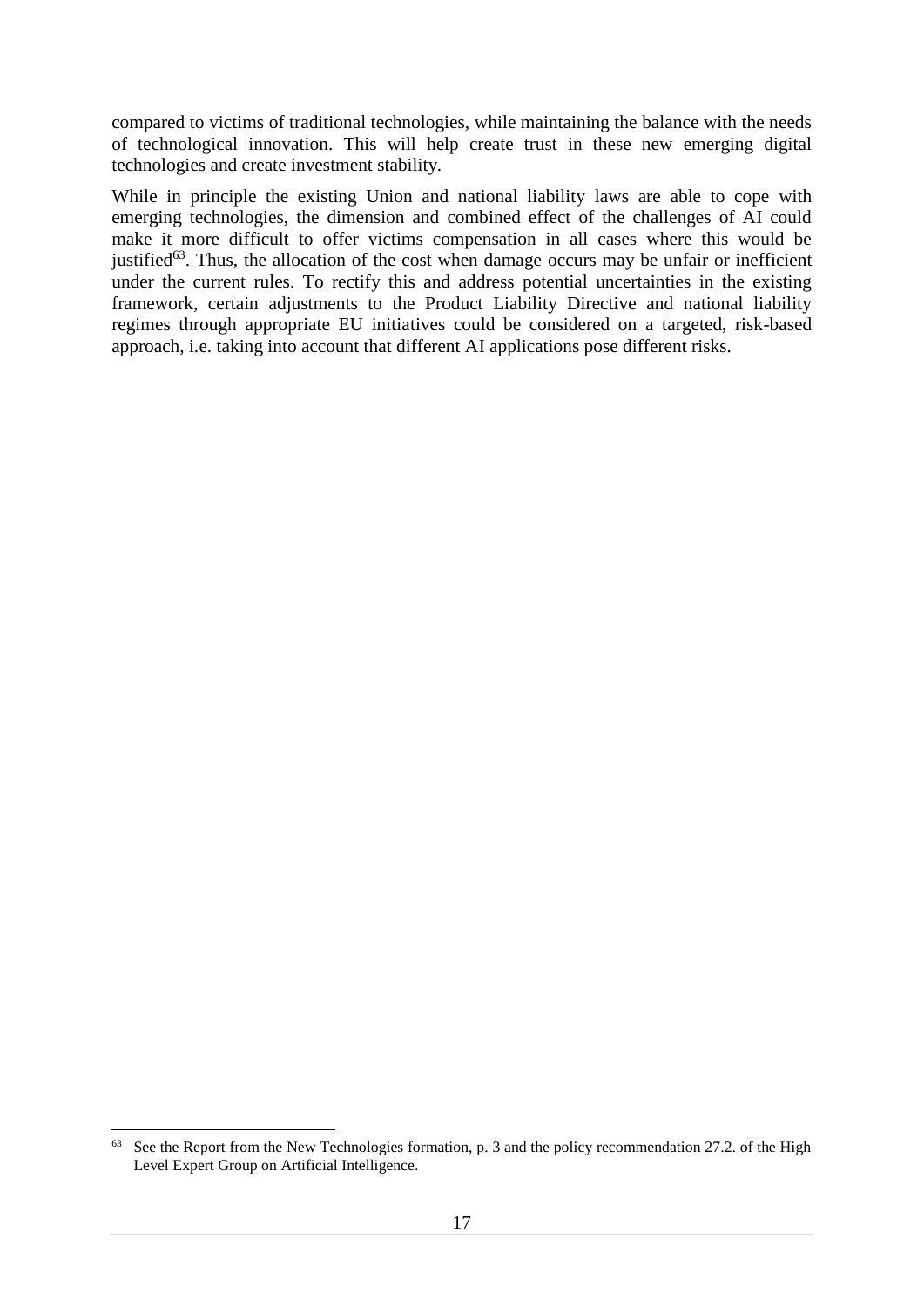compared to victims of traditional technologies, while maintaining the balance with the needs of technological innovation. This will help create trust in these new emerging digital technologies and create investment stability.

While in principle the existing Union and national liability laws are able to cope with emerging technologies, the dimension and combined effect of the challenges of AI could make it more difficult to offer victims compensation in all cases where this would be justified[63]. Thus, the allocation of the cost when damage occurs may be unfair or inefficient under the current rules. To rectify this and address potential uncertainties in the existing framework, certain adjustments to the Product Liability Directive and national liability regimes through appropriate EU initiatives could be considered on a targeted, risk-based approach, i.e. taking into account that different AI applications pose different risks.

---

[63] See the Report from the New Technologies formation, p. 3 and the policy recommendation 27.2. of the High Level Expert Group on Artificial Intelligence.